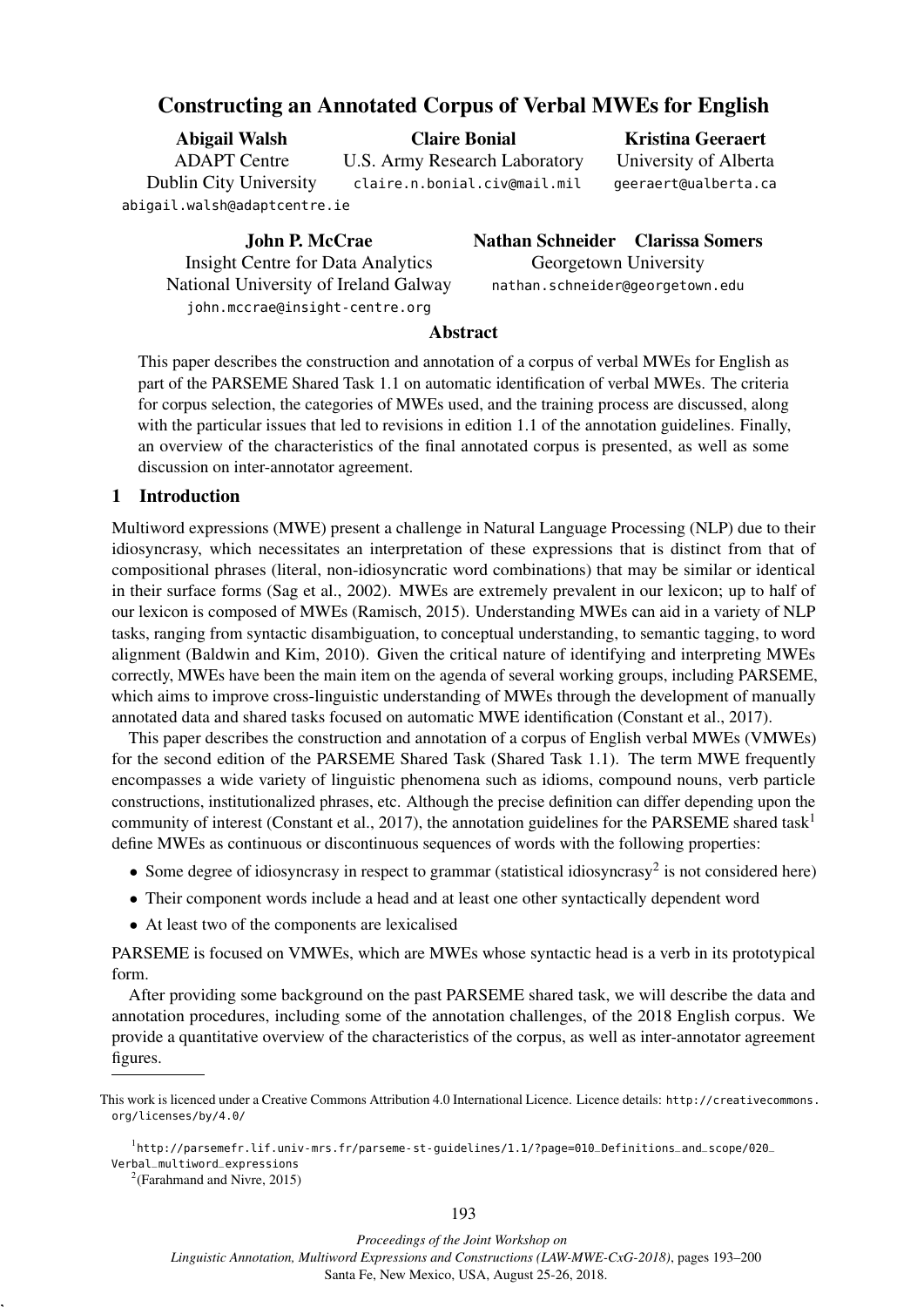# Constructing an Annotated Corpus of Verbal MWEs for English

**Abigail Walsh**
ADAPT Centre
Dublin City University
abigail.walsh@adaptcentre.ie

**Claire Bonial**
U.S. Army Research Laboratory
claire.n.bonial.civ@mail.mil

**Kristina Geeraert**
University of Alberta
geeraert@ualberta.ca

**John P. McCrae**
Insight Centre for Data Analytics
National University of Ireland Galway
john.mccrae@insight-centre.org

**Nathan Schneider** **Clarissa Somers**
Georgetown University
nathan.schneider@georgetown.edu

## Abstract

This paper describes the construction and annotation of a corpus of verbal MWEs for English as part of the PARSEME Shared Task 1.1 on automatic identification of verbal MWEs. The criteria for corpus selection, the categories of MWEs used, and the training process are discussed, along with the particular issues that led to revisions in edition 1.1 of the annotation guidelines. Finally, an overview of the characteristics of the final annotated corpus is presented, as well as some discussion on inter-annotator agreement.

## 1 Introduction

Multiword expressions (MWE) present a challenge in Natural Language Processing (NLP) due to their idiosyncrasy, which necessitates an interpretation of these expressions that is distinct from that of compositional phrases (literal, non-idiosyncratic word combinations) that may be similar or identical in their surface forms (Sag et al., 2002). MWEs are extremely prevalent in our lexicon; up to half of our lexicon is composed of MWEs (Ramisch, 2015). Understanding MWEs can aid in a variety of NLP tasks, ranging from syntactic disambiguation, to conceptual understanding, to semantic tagging, to word alignment (Baldwin and Kim, 2010). Given the critical nature of identifying and interpreting MWEs correctly, MWEs have been the main item on the agenda of several working groups, including PARSEME, which aims to improve cross-linguistic understanding of MWEs through the development of manually annotated data and shared tasks focused on automatic MWE identification (Constant et al., 2017).

This paper describes the construction and annotation of a corpus of English verbal MWEs (VMWEs) for the second edition of the PARSEME Shared Task (Shared Task 1.1). The term MWE frequently encompasses a wide variety of linguistic phenomena such as idioms, compound nouns, verb particle constructions, institutionalized phrases, etc. Although the precise definition can differ depending upon the community of interest (Constant et al., 2017), the annotation guidelines for the PARSEME shared task[1] define MWEs as continuous or discontinuous sequences of words with the following properties:

- Some degree of idiosyncrasy in respect to grammar (statistical idiosyncrasy[2] is not considered here)
- Their component words include a head and at least one other syntactically dependent word
- At least two of the components are lexicalised

PARSEME is focused on VMWEs, which are MWEs whose syntactic head is a verb in its prototypical form.

After providing some background on the past PARSEME shared task, we will describe the data and annotation procedures, including some of the annotation challenges, of the 2018 English corpus. We provide a quantitative overview of the characteristics of the corpus, as well as inter-annotator agreement figures.

This work is licenced under a Creative Commons Attribution 4.0 International Licence. Licence details: http://creativecommons.org/licenses/by/4.0/

[1] http://parsemefr.lif.univ-mrs.fr/parseme-st-guidelines/1.1/?page=010_Definitions_and_scope/020_Verbal_multiword_expressions

[2] (Farahmand and Nivre, 2015)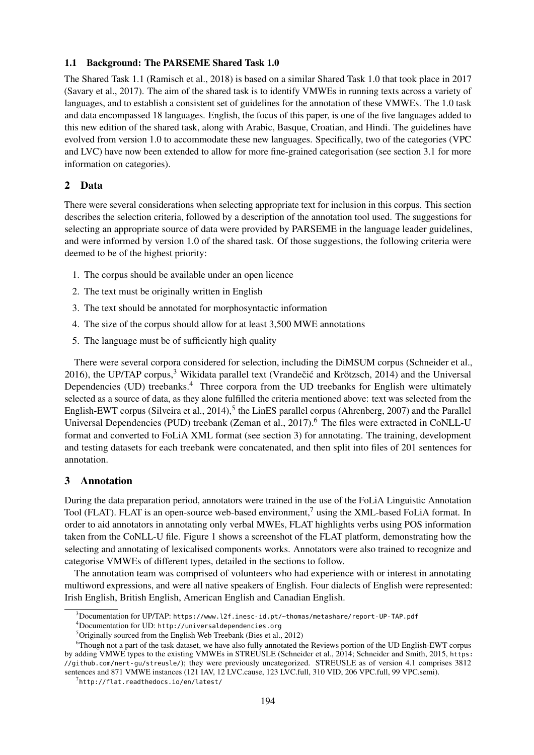### 1.1 Background: The PARSEME Shared Task 1.0

The Shared Task 1.1 (Ramisch et al., 2018) is based on a similar Shared Task 1.0 that took place in 2017 (Savary et al., 2017). The aim of the shared task is to identify VMWEs in running texts across a variety of languages, and to establish a consistent set of guidelines for the annotation of these VMWEs. The 1.0 task and data encompassed 18 languages. English, the focus of this paper, is one of the five languages added to this new edition of the shared task, along with Arabic, Basque, Croatian, and Hindi. The guidelines have evolved from version 1.0 to accommodate these new languages. Specifically, two of the categories (VPC and LVC) have now been extended to allow for more fine-grained categorisation (see section 3.1 for more information on categories).

## 2 Data

There were several considerations when selecting appropriate text for inclusion in this corpus. This section describes the selection criteria, followed by a description of the annotation tool used. The suggestions for selecting an appropriate source of data were provided by PARSEME in the language leader guidelines, and were informed by version 1.0 of the shared task. Of those suggestions, the following criteria were deemed to be of the highest priority:

1. The corpus should be available under an open licence
2. The text must be originally written in English
3. The text should be annotated for morphosyntactic information
4. The size of the corpus should allow for at least 3,500 MWE annotations
5. The language must be of sufficiently high quality

There were several corpora considered for selection, including the DiMSUM corpus (Schneider et al., 2016), the UP/TAP corpus,[3] Wikidata parallel text (Vrandečić and Krötzsch, 2014) and the Universal Dependencies (UD) treebanks.[4] Three corpora from the UD treebanks for English were ultimately selected as a source of data, as they alone fulfilled the criteria mentioned above: text was selected from the English-EWT corpus (Silveira et al., 2014),[5] the LinES parallel corpus (Ahrenberg, 2007) and the Parallel Universal Dependencies (PUD) treebank (Zeman et al., 2017).[6] The files were extracted in CoNLL-U format and converted to FoLiA XML format (see section 3) for annotating. The training, development and testing datasets for each treebank were concatenated, and then split into files of 201 sentences for annotation.

## 3 Annotation

During the data preparation period, annotators were trained in the use of the FoLiA Linguistic Annotation Tool (FLAT). FLAT is an open-source web-based environment,[7] using the XML-based FoLiA format. In order to aid annotators in annotating only verbal MWEs, FLAT highlights verbs using POS information taken from the CoNLL-U file. Figure 1 shows a screenshot of the FLAT platform, demonstrating how the selecting and annotating of lexicalised components works. Annotators were also trained to recognize and categorise VMWEs of different types, detailed in the sections to follow.

The annotation team was comprised of volunteers who had experience with or interest in annotating multiword expressions, and were all native speakers of English. Four dialects of English were represented: Irish English, British English, American English and Canadian English.

---

[3] Documentation for UP/TAP: https://www.l2f.inesc-id.pt/~thomas/metashare/report-UP-TAP.pdf

[4] Documentation for UD: http://universaldependencies.org

[5] Originally sourced from the English Web Treebank (Bies et al., 2012)

[6] Though not a part of the task dataset, we have also fully annotated the Reviews portion of the UD English-EWT corpus by adding VMWE types to the existing VMWEs in STREUSLE (Schneider et al., 2014; Schneider and Smith, 2015, https://github.com/nert-gu/streusle/); they were previously uncategorized. STREUSLE as of version 4.1 comprises 3812 sentences and 871 VMWE instances (121 IAV, 12 LVC.cause, 123 LVC.full, 310 VID, 206 VPC.full, 99 VPC.semi).

[7] http://flat.readthedocs.io/en/latest/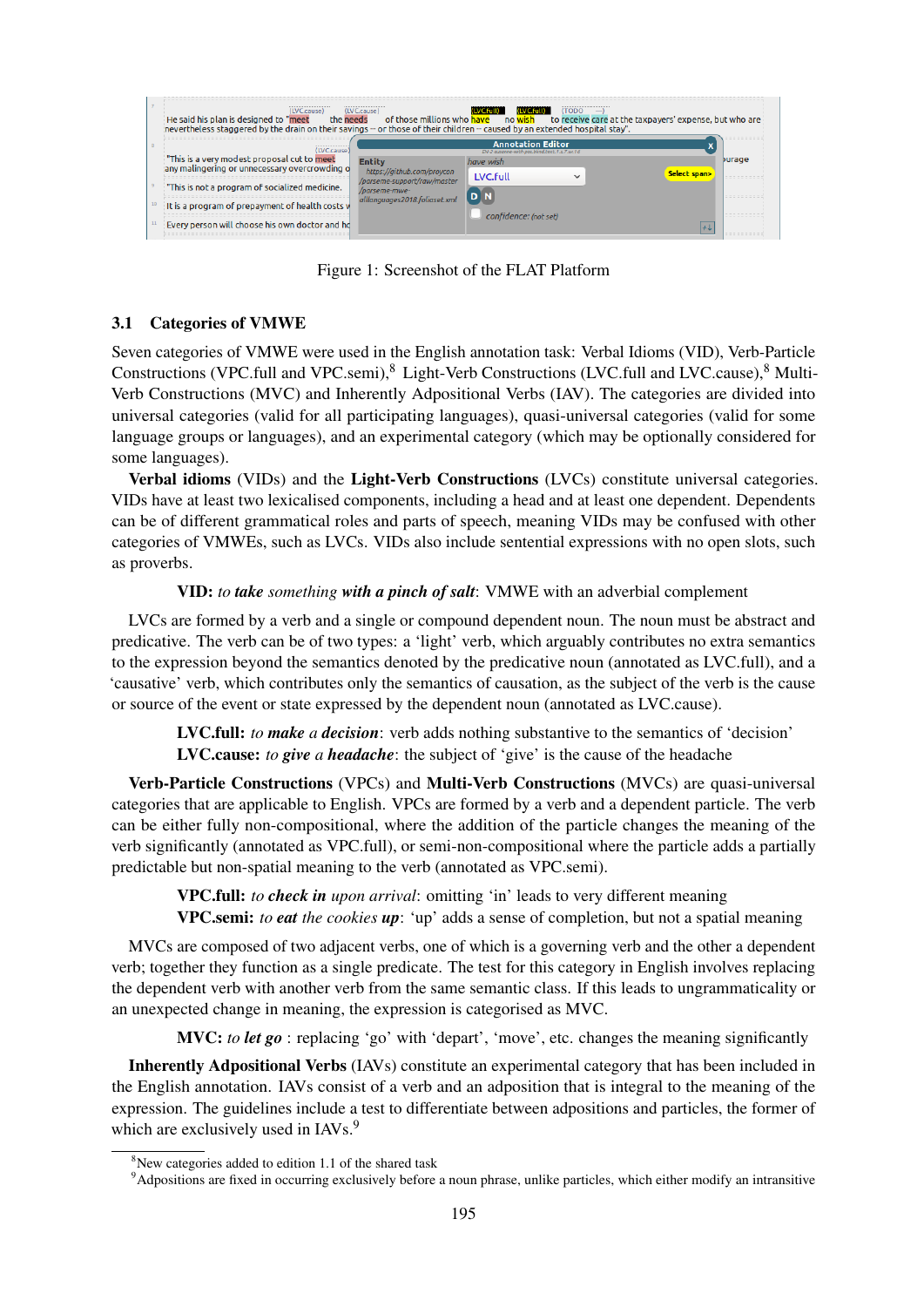Figure 1: Screenshot of the FLAT Platform

### 3.1 Categories of VMWE

Seven categories of VMWE were used in the English annotation task: Verbal Idioms (VID), Verb-Particle Constructions (VPC.full and VPC.semi),[8] Light-Verb Constructions (LVC.full and LVC.cause),[8] Multi-Verb Constructions (MVC) and Inherently Adpositional Verbs (IAV). The categories are divided into universal categories (valid for all participating languages), quasi-universal categories (valid for some language groups or languages), and an experimental category (which may be optionally considered for some languages).

**Verbal idioms** (VIDs) and the **Light-Verb Constructions** (LVCs) constitute universal categories. VIDs have at least two lexicalised components, including a head and at least one dependent. Dependents can be of different grammatical roles and parts of speech, meaning VIDs may be confused with other categories of VMWEs, such as LVCs. VIDs also include sentential expressions with no open slots, such as proverbs.

**VID:** *to **take** something **with a pinch of salt***: VMWE with an adverbial complement

LVCs are formed by a verb and a single or compound dependent noun. The noun must be abstract and predicative. The verb can be of two types: a 'light' verb, which arguably contributes no extra semantics to the expression beyond the semantics denoted by the predicative noun (annotated as LVC.full), and a 'causative' verb, which contributes only the semantics of causation, as the subject of the verb is the cause or source of the event or state expressed by the dependent noun (annotated as LVC.cause).

**LVC.full:** *to **make** a **decision***: verb adds nothing substantive to the semantics of 'decision'
**LVC.cause:** *to **give** a **headache***: the subject of 'give' is the cause of the headache

**Verb-Particle Constructions** (VPCs) and **Multi-Verb Constructions** (MVCs) are quasi-universal categories that are applicable to English. VPCs are formed by a verb and a dependent particle. The verb can be either fully non-compositional, where the addition of the particle changes the meaning of the verb significantly (annotated as VPC.full), or semi-non-compositional where the particle adds a partially predictable but non-spatial meaning to the verb (annotated as VPC.semi).

**VPC.full:** *to **check in** upon arrival*: omitting 'in' leads to very different meaning
**VPC.semi:** *to **eat** the cookies **up***: 'up' adds a sense of completion, but not a spatial meaning

MVCs are composed of two adjacent verbs, one of which is a governing verb and the other a dependent verb; together they function as a single predicate. The test for this category in English involves replacing the dependent verb with another verb from the same semantic class. If this leads to ungrammaticality or an unexpected change in meaning, the expression is categorised as MVC.

**MVC:** *to **let go*** : replacing 'go' with 'depart', 'move', etc. changes the meaning significantly

**Inherently Adpositional Verbs** (IAVs) constitute an experimental category that has been included in the English annotation. IAVs consist of a verb and an adposition that is integral to the meaning of the expression. The guidelines include a test to differentiate between adpositions and particles, the former of which are exclusively used in IAVs.[9]

---

[8] New categories added to edition 1.1 of the shared task

[9] Adpositions are fixed in occurring exclusively before a noun phrase, unlike particles, which either modify an intransitive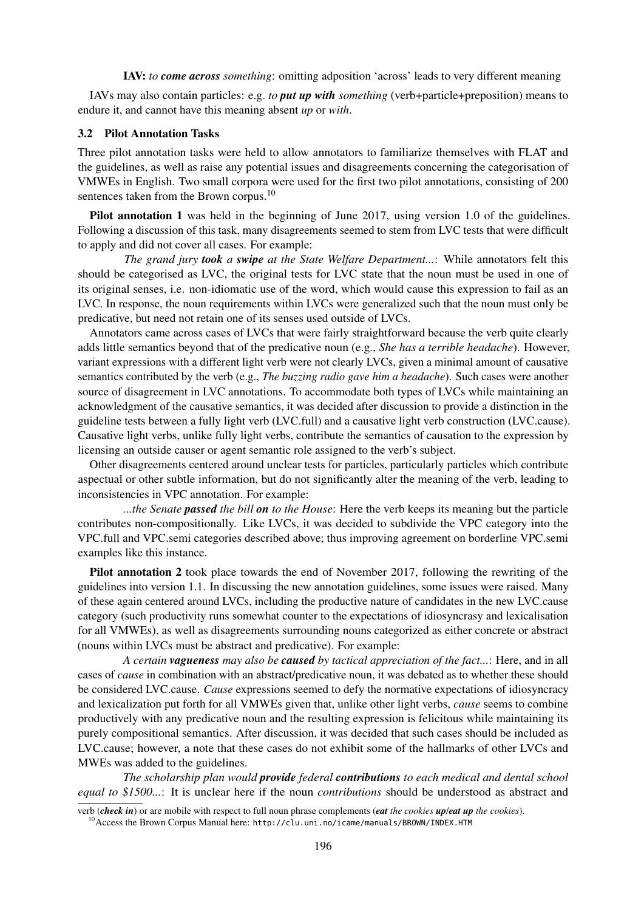**IAV:** *to **come across** something*: omitting adposition 'across' leads to very different meaning

IAVs may also contain particles: e.g. *to **put up with** something* (verb+particle+preposition) means to endure it, and cannot have this meaning absent *up* or *with*.

### 3.2 Pilot Annotation Tasks

Three pilot annotation tasks were held to allow annotators to familiarize themselves with FLAT and the guidelines, as well as raise any potential issues and disagreements concerning the categorisation of VMWEs in English. Two small corpora were used for the first two pilot annotations, consisting of 200 sentences taken from the Brown corpus.[10]

**Pilot annotation 1** was held in the beginning of June 2017, using version 1.0 of the guidelines. Following a discussion of this task, many disagreements seemed to stem from LVC tests that were difficult to apply and did not cover all cases. For example:

*The grand jury **took** a **swipe** at the State Welfare Department...*: While annotators felt this should be categorised as LVC, the original tests for LVC state that the noun must be used in one of its original senses, i.e. non-idiomatic use of the word, which would cause this expression to fail as an LVC. In response, the noun requirements within LVCs were generalized such that the noun must only be predicative, but need not retain one of its senses used outside of LVCs.

Annotators came across cases of LVCs that were fairly straightforward because the verb quite clearly adds little semantics beyond that of the predicative noun (e.g., *She has a terrible headache*). However, variant expressions with a different light verb were not clearly LVCs, given a minimal amount of causative semantics contributed by the verb (e.g., *The buzzing radio gave him a headache*). Such cases were another source of disagreement in LVC annotations. To accommodate both types of LVCs while maintaining an acknowledgment of the causative semantics, it was decided after discussion to provide a distinction in the guideline tests between a fully light verb (LVC.full) and a causative light verb construction (LVC.cause). Causative light verbs, unlike fully light verbs, contribute the semantics of causation to the expression by licensing an outside causer or agent semantic role assigned to the verb's subject.

Other disagreements centered around unclear tests for particles, particularly particles which contribute aspectual or other subtle information, but do not significantly alter the meaning of the verb, leading to inconsistencies in VPC annotation. For example:

*...the Senate **passed** the bill **on** to the House*: Here the verb keeps its meaning but the particle contributes non-compositionally. Like LVCs, it was decided to subdivide the VPC category into the VPC.full and VPC.semi categories described above; thus improving agreement on borderline VPC.semi examples like this instance.

**Pilot annotation 2** took place towards the end of November 2017, following the rewriting of the guidelines into version 1.1. In discussing the new annotation guidelines, some issues were raised. Many of these again centered around LVCs, including the productive nature of candidates in the new LVC.cause category (such productivity runs somewhat counter to the expectations of idiosyncrasy and lexicalisation for all VMWEs), as well as disagreements surrounding nouns categorized as either concrete or abstract (nouns within LVCs must be abstract and predicative). For example:

*A certain **vagueness** may also be **caused** by tactical appreciation of the fact...*: Here, and in all cases of *cause* in combination with an abstract/predicative noun, it was debated as to whether these should be considered LVC.cause. *Cause* expressions seemed to defy the normative expectations of idiosyncracy and lexicalization put forth for all VMWEs given that, unlike other light verbs, *cause* seems to combine productively with any predicative noun and the resulting expression is felicitous while maintaining its purely compositional semantics. After discussion, it was decided that such cases should be included as LVC.cause; however, a note that these cases do not exhibit some of the hallmarks of other LVCs and MWEs was added to the guidelines.

*The scholarship plan would **provide** federal **contributions** to each medical and dental school equal to $1500...*: It is unclear here if the noun *contributions* should be understood as abstract and

verb (***check in***) or are mobile with respect to full noun phrase complements (***eat** the cookies **up**/**eat up** the cookies*).

[10] Access the Brown Corpus Manual here: `http://clu.uni.no/icame/manuals/BROWN/INDEX.HTM`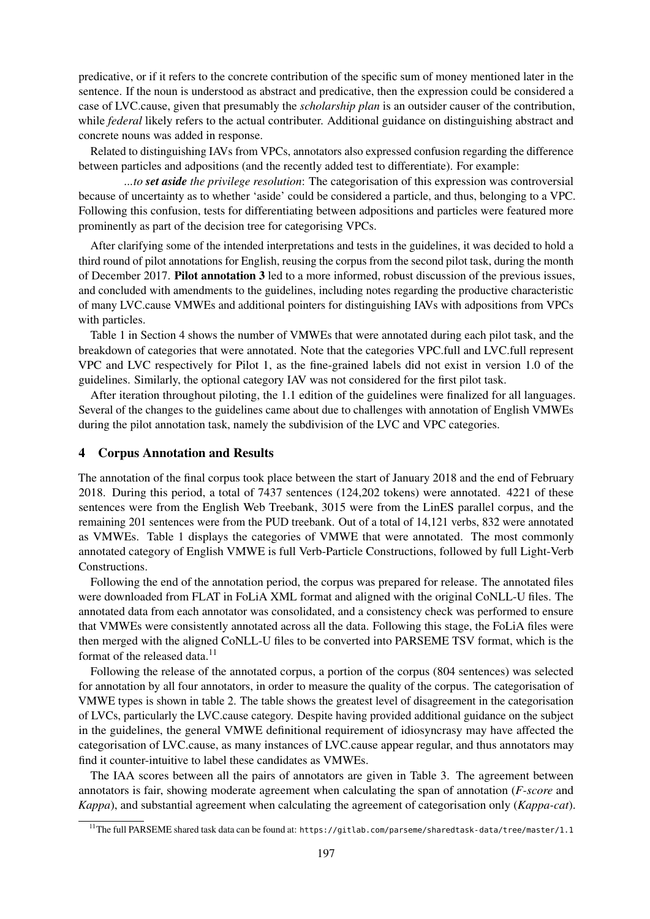predicative, or if it refers to the concrete contribution of the specific sum of money mentioned later in the sentence. If the noun is understood as abstract and predicative, then the expression could be considered a case of LVC.cause, given that presumably the *scholarship plan* is an outsider causer of the contribution, while *federal* likely refers to the actual contributer. Additional guidance on distinguishing abstract and concrete nouns was added in response.

Related to distinguishing IAVs from VPCs, annotators also expressed confusion regarding the difference between particles and adpositions (and the recently added test to differentiate). For example:

*...to **set aside** the privilege resolution*: The categorisation of this expression was controversial because of uncertainty as to whether 'aside' could be considered a particle, and thus, belonging to a VPC. Following this confusion, tests for differentiating between adpositions and particles were featured more prominently as part of the decision tree for categorising VPCs.

After clarifying some of the intended interpretations and tests in the guidelines, it was decided to hold a third round of pilot annotations for English, reusing the corpus from the second pilot task, during the month of December 2017. **Pilot annotation 3** led to a more informed, robust discussion of the previous issues, and concluded with amendments to the guidelines, including notes regarding the productive characteristic of many LVC.cause VMWEs and additional pointers for distinguishing IAVs with adpositions from VPCs with particles.

Table 1 in Section 4 shows the number of VMWEs that were annotated during each pilot task, and the breakdown of categories that were annotated. Note that the categories VPC.full and LVC.full represent VPC and LVC respectively for Pilot 1, as the fine-grained labels did not exist in version 1.0 of the guidelines. Similarly, the optional category IAV was not considered for the first pilot task.

After iteration throughout piloting, the 1.1 edition of the guidelines were finalized for all languages. Several of the changes to the guidelines came about due to challenges with annotation of English VMWEs during the pilot annotation task, namely the subdivision of the LVC and VPC categories.

## 4 Corpus Annotation and Results

The annotation of the final corpus took place between the start of January 2018 and the end of February 2018. During this period, a total of 7437 sentences (124,202 tokens) were annotated. 4221 of these sentences were from the English Web Treebank, 3015 were from the LinES parallel corpus, and the remaining 201 sentences were from the PUD treebank. Out of a total of 14,121 verbs, 832 were annotated as VMWEs. Table 1 displays the categories of VMWE that were annotated. The most commonly annotated category of English VMWE is full Verb-Particle Constructions, followed by full Light-Verb Constructions.

Following the end of the annotation period, the corpus was prepared for release. The annotated files were downloaded from FLAT in FoLiA XML format and aligned with the original CoNLL-U files. The annotated data from each annotator was consolidated, and a consistency check was performed to ensure that VMWEs were consistently annotated across all the data. Following this stage, the FoLiA files were then merged with the aligned CoNLL-U files to be converted into PARSEME TSV format, which is the format of the released data.[11]

Following the release of the annotated corpus, a portion of the corpus (804 sentences) was selected for annotation by all four annotators, in order to measure the quality of the corpus. The categorisation of VMWE types is shown in table 2. The table shows the greatest level of disagreement in the categorisation of LVCs, particularly the LVC.cause category. Despite having provided additional guidance on the subject in the guidelines, the general VMWE definitional requirement of idiosyncrasy may have affected the categorisation of LVC.cause, as many instances of LVC.cause appear regular, and thus annotators may find it counter-intuitive to label these candidates as VMWEs.

The IAA scores between all the pairs of annotators are given in Table 3. The agreement between annotators is fair, showing moderate agreement when calculating the span of annotation (*F-score* and *Kappa*), and substantial agreement when calculating the agreement of categorisation only (*Kappa-cat*).

[11] The full PARSEME shared task data can be found at: `https://gitlab.com/parseme/sharedtask-data/tree/master/1.1`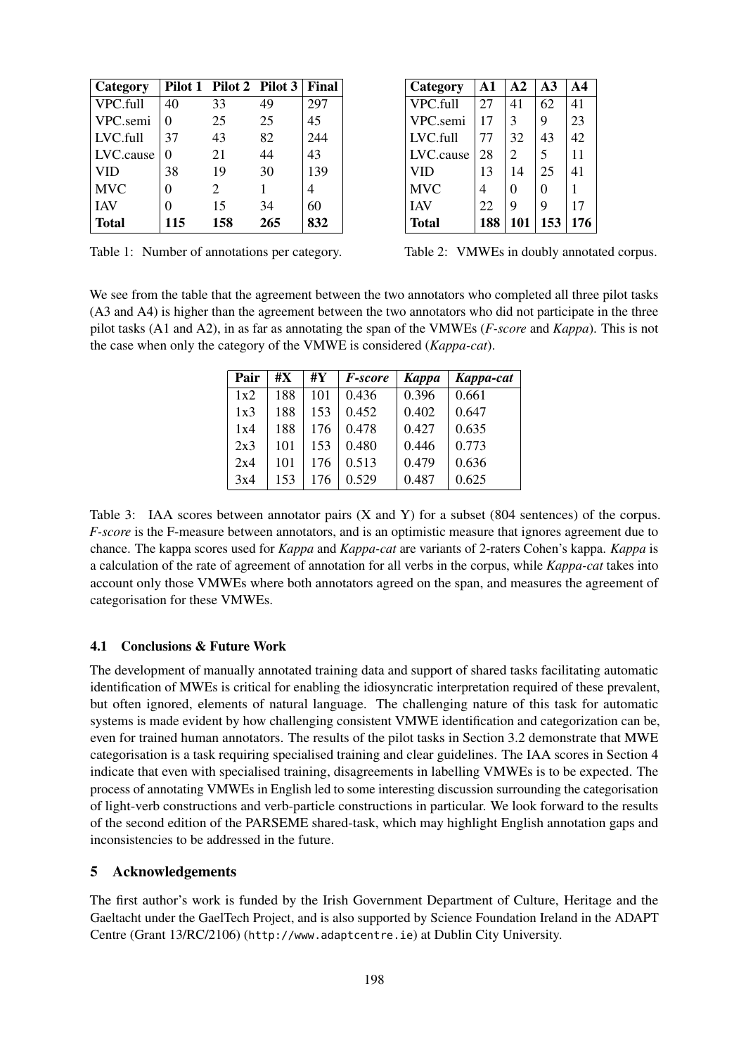| Category | Pilot 1 | Pilot 2 | Pilot 3 | Final |
|---|---|---|---|---|
| VPC.full | 40 | 33 | 49 | 297 |
| VPC.semi | 0 | 25 | 25 | 45 |
| LVC.full | 37 | 43 | 82 | 244 |
| LVC.cause | 0 | 21 | 44 | 43 |
| VID | 38 | 19 | 30 | 139 |
| MVC | 0 | 2 | 1 | 4 |
| IAV | 0 | 15 | 34 | 60 |
| **Total** | **115** | **158** | **265** | **832** |

Table 1: Number of annotations per category.

| Category | A1 | A2 | A3 | A4 |
|---|---|---|---|---|
| VPC.full | 27 | 41 | 62 | 41 |
| VPC.semi | 17 | 3 | 9 | 23 |
| LVC.full | 77 | 32 | 43 | 42 |
| LVC.cause | 28 | 2 | 5 | 11 |
| VID | 13 | 14 | 25 | 41 |
| MVC | 4 | 0 | 0 | 1 |
| IAV | 22 | 9 | 9 | 17 |
| **Total** | **188** | **101** | **153** | **176** |

Table 2: VMWEs in doubly annotated corpus.

We see from the table that the agreement between the two annotators who completed all three pilot tasks (A3 and A4) is higher than the agreement between the two annotators who did not participate in the three pilot tasks (A1 and A2), in as far as annotating the span of the VMWEs (*F-score* and *Kappa*). This is not the case when only the category of the VMWE is considered (*Kappa-cat*).

| Pair | #X | #Y | *F-score* | *Kappa* | *Kappa-cat* |
|---|---|---|---|---|---|
| 1x2 | 188 | 101 | 0.436 | 0.396 | 0.661 |
| 1x3 | 188 | 153 | 0.452 | 0.402 | 0.647 |
| 1x4 | 188 | 176 | 0.478 | 0.427 | 0.635 |
| 2x3 | 101 | 153 | 0.480 | 0.446 | 0.773 |
| 2x4 | 101 | 176 | 0.513 | 0.479 | 0.636 |
| 3x4 | 153 | 176 | 0.529 | 0.487 | 0.625 |

Table 3: IAA scores between annotator pairs (X and Y) for a subset (804 sentences) of the corpus. *F-score* is the F-measure between annotators, and is an optimistic measure that ignores agreement due to chance. The kappa scores used for *Kappa* and *Kappa-cat* are variants of 2-raters Cohen's kappa. *Kappa* is a calculation of the rate of agreement of annotation for all verbs in the corpus, while *Kappa-cat* takes into account only those VMWEs where both annotators agreed on the span, and measures the agreement of categorisation for these VMWEs.

### 4.1 Conclusions & Future Work

The development of manually annotated training data and support of shared tasks facilitating automatic identification of MWEs is critical for enabling the idiosyncratic interpretation required of these prevalent, but often ignored, elements of natural language. The challenging nature of this task for automatic systems is made evident by how challenging consistent VMWE identification and categorization can be, even for trained human annotators. The results of the pilot tasks in Section 3.2 demonstrate that MWE categorisation is a task requiring specialised training and clear guidelines. The IAA scores in Section 4 indicate that even with specialised training, disagreements in labelling VMWEs is to be expected. The process of annotating VMWEs in English led to some interesting discussion surrounding the categorisation of light-verb constructions and verb-particle constructions in particular. We look forward to the results of the second edition of the PARSEME shared-task, which may highlight English annotation gaps and inconsistencies to be addressed in the future.

## 5 Acknowledgements

The first author's work is funded by the Irish Government Department of Culture, Heritage and the Gaeltacht under the GaelTech Project, and is also supported by Science Foundation Ireland in the ADAPT Centre (Grant 13/RC/2106) (http://www.adaptcentre.ie) at Dublin City University.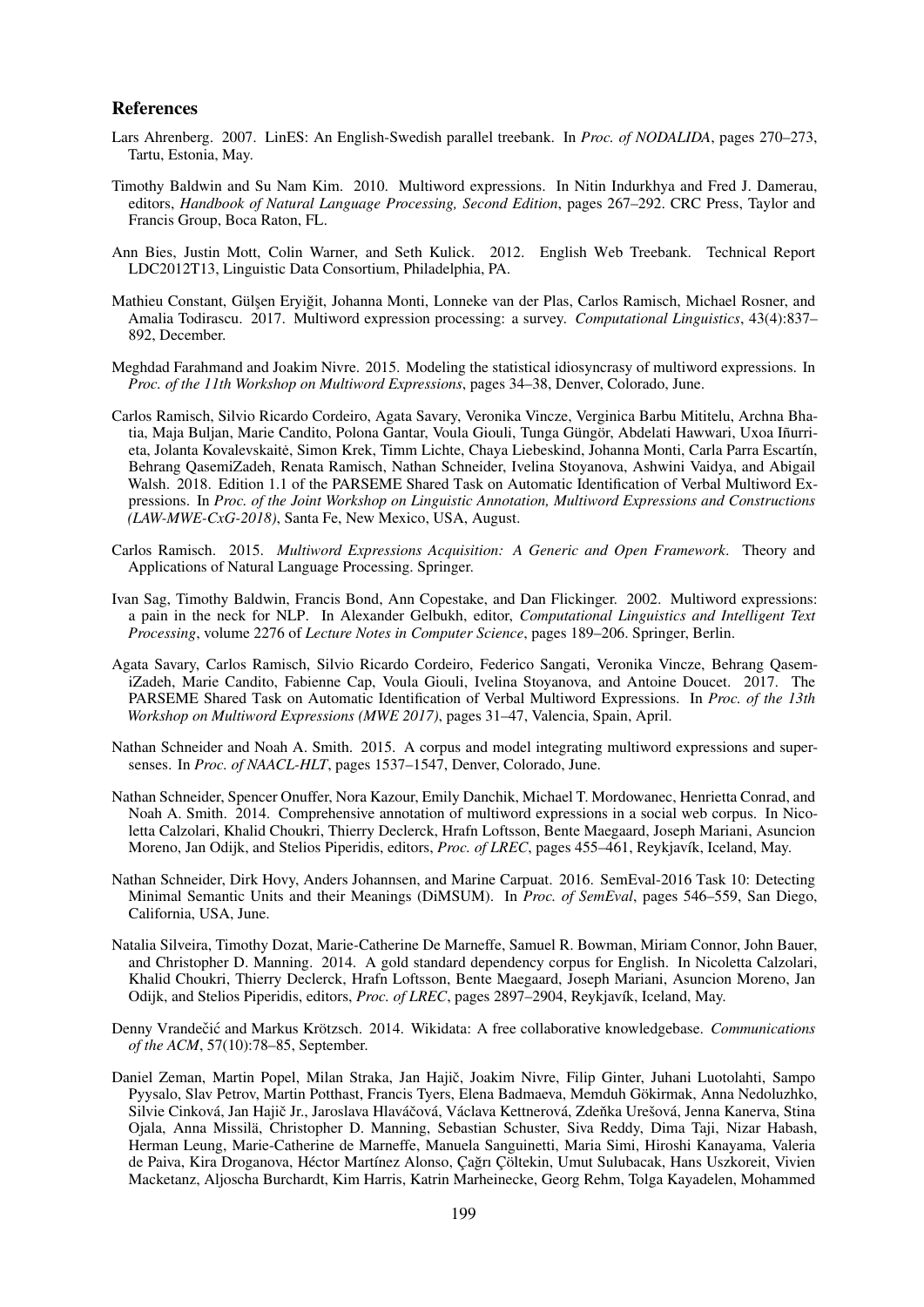## References

Lars Ahrenberg. 2007. LinES: An English-Swedish parallel treebank. In *Proc. of NODALIDA*, pages 270–273, Tartu, Estonia, May.

Timothy Baldwin and Su Nam Kim. 2010. Multiword expressions. In Nitin Indurkhya and Fred J. Damerau, editors, *Handbook of Natural Language Processing, Second Edition*, pages 267–292. CRC Press, Taylor and Francis Group, Boca Raton, FL.

Ann Bies, Justin Mott, Colin Warner, and Seth Kulick. 2012. English Web Treebank. Technical Report LDC2012T13, Linguistic Data Consortium, Philadelphia, PA.

Mathieu Constant, Gülşen Eryiğit, Johanna Monti, Lonneke van der Plas, Carlos Ramisch, Michael Rosner, and Amalia Todirascu. 2017. Multiword expression processing: a survey. *Computational Linguistics*, 43(4):837–892, December.

Meghdad Farahmand and Joakim Nivre. 2015. Modeling the statistical idiosyncrasy of multiword expressions. In *Proc. of the 11th Workshop on Multiword Expressions*, pages 34–38, Denver, Colorado, June.

Carlos Ramisch, Silvio Ricardo Cordeiro, Agata Savary, Veronika Vincze, Verginica Barbu Mititelu, Archna Bhatia, Maja Buljan, Marie Candito, Polona Gantar, Voula Giouli, Tunga Güngör, Abdelati Hawwari, Uxoa Iñurrieta, Jolanta Kovalevskaitė, Simon Krek, Timm Lichte, Chaya Liebeskind, Johanna Monti, Carla Parra Escartín, Behrang QasemiZadeh, Renata Ramisch, Nathan Schneider, Ivelina Stoyanova, Ashwini Vaidya, and Abigail Walsh. 2018. Edition 1.1 of the PARSEME Shared Task on Automatic Identification of Verbal Multiword Expressions. In *Proc. of the Joint Workshop on Linguistic Annotation, Multiword Expressions and Constructions (LAW-MWE-CxG-2018)*, Santa Fe, New Mexico, USA, August.

Carlos Ramisch. 2015. *Multiword Expressions Acquisition: A Generic and Open Framework*. Theory and Applications of Natural Language Processing. Springer.

Ivan Sag, Timothy Baldwin, Francis Bond, Ann Copestake, and Dan Flickinger. 2002. Multiword expressions: a pain in the neck for NLP. In Alexander Gelbukh, editor, *Computational Linguistics and Intelligent Text Processing*, volume 2276 of *Lecture Notes in Computer Science*, pages 189–206. Springer, Berlin.

Agata Savary, Carlos Ramisch, Silvio Ricardo Cordeiro, Federico Sangati, Veronika Vincze, Behrang QasemiZadeh, Marie Candito, Fabienne Cap, Voula Giouli, Ivelina Stoyanova, and Antoine Doucet. 2017. The PARSEME Shared Task on Automatic Identification of Verbal Multiword Expressions. In *Proc. of the 13th Workshop on Multiword Expressions (MWE 2017)*, pages 31–47, Valencia, Spain, April.

Nathan Schneider and Noah A. Smith. 2015. A corpus and model integrating multiword expressions and supersenses. In *Proc. of NAACL-HLT*, pages 1537–1547, Denver, Colorado, June.

Nathan Schneider, Spencer Onuffer, Nora Kazour, Emily Danchik, Michael T. Mordowanec, Henrietta Conrad, and Noah A. Smith. 2014. Comprehensive annotation of multiword expressions in a social web corpus. In Nicoletta Calzolari, Khalid Choukri, Thierry Declerck, Hrafn Loftsson, Bente Maegaard, Joseph Mariani, Asuncion Moreno, Jan Odijk, and Stelios Piperidis, editors, *Proc. of LREC*, pages 455–461, Reykjavík, Iceland, May.

Nathan Schneider, Dirk Hovy, Anders Johannsen, and Marine Carpuat. 2016. SemEval-2016 Task 10: Detecting Minimal Semantic Units and their Meanings (DiMSUM). In *Proc. of SemEval*, pages 546–559, San Diego, California, USA, June.

Natalia Silveira, Timothy Dozat, Marie-Catherine De Marneffe, Samuel R. Bowman, Miriam Connor, John Bauer, and Christopher D. Manning. 2014. A gold standard dependency corpus for English. In Nicoletta Calzolari, Khalid Choukri, Thierry Declerck, Hrafn Loftsson, Bente Maegaard, Joseph Mariani, Asuncion Moreno, Jan Odijk, and Stelios Piperidis, editors, *Proc. of LREC*, pages 2897–2904, Reykjavík, Iceland, May.

Denny Vrandečić and Markus Krötzsch. 2014. Wikidata: A free collaborative knowledgebase. *Communications of the ACM*, 57(10):78–85, September.

Daniel Zeman, Martin Popel, Milan Straka, Jan Hajič, Joakim Nivre, Filip Ginter, Juhani Luotolahti, Sampo Pyysalo, Slav Petrov, Martin Potthast, Francis Tyers, Elena Badmaeva, Memduh Gökirmak, Anna Nedoluzhko, Silvie Cinková, Jan Hajič Jr., Jaroslava Hlaváčová, Václava Kettnerová, Zdeňka Urešová, Jenna Kanerva, Stina Ojala, Anna Missilä, Christopher D. Manning, Sebastian Schuster, Siva Reddy, Dima Taji, Nizar Habash, Herman Leung, Marie-Catherine de Marneffe, Manuela Sanguinetti, Maria Simi, Hiroshi Kanayama, Valeria de Paiva, Kira Droganova, Héctor Martínez Alonso, Çağrı Çöltekin, Umut Sulubacak, Hans Uszkoreit, Vivien Macketanz, Aljoscha Burchardt, Kim Harris, Katrin Marheinecke, Georg Rehm, Tolga Kayadelen, Mohammed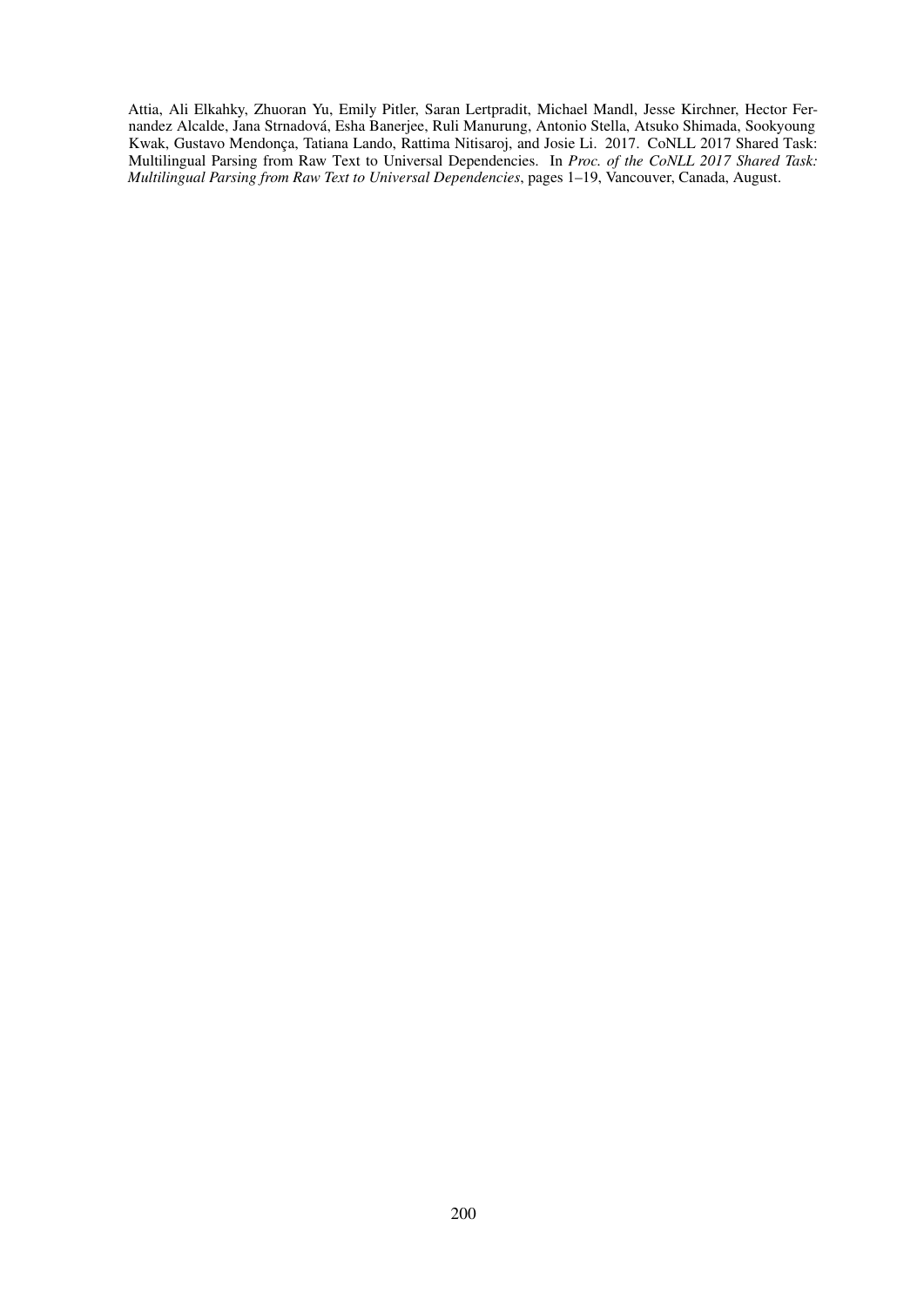Attia, Ali Elkahky, Zhuoran Yu, Emily Pitler, Saran Lertpradit, Michael Mandl, Jesse Kirchner, Hector Fernandez Alcalde, Jana Strnadová, Esha Banerjee, Ruli Manurung, Antonio Stella, Atsuko Shimada, Sookyoung Kwak, Gustavo Mendonça, Tatiana Lando, Rattima Nitisaroj, and Josie Li. 2017. CoNLL 2017 Shared Task: Multilingual Parsing from Raw Text to Universal Dependencies. In *Proc. of the CoNLL 2017 Shared Task: Multilingual Parsing from Raw Text to Universal Dependencies*, pages 1–19, Vancouver, Canada, August.